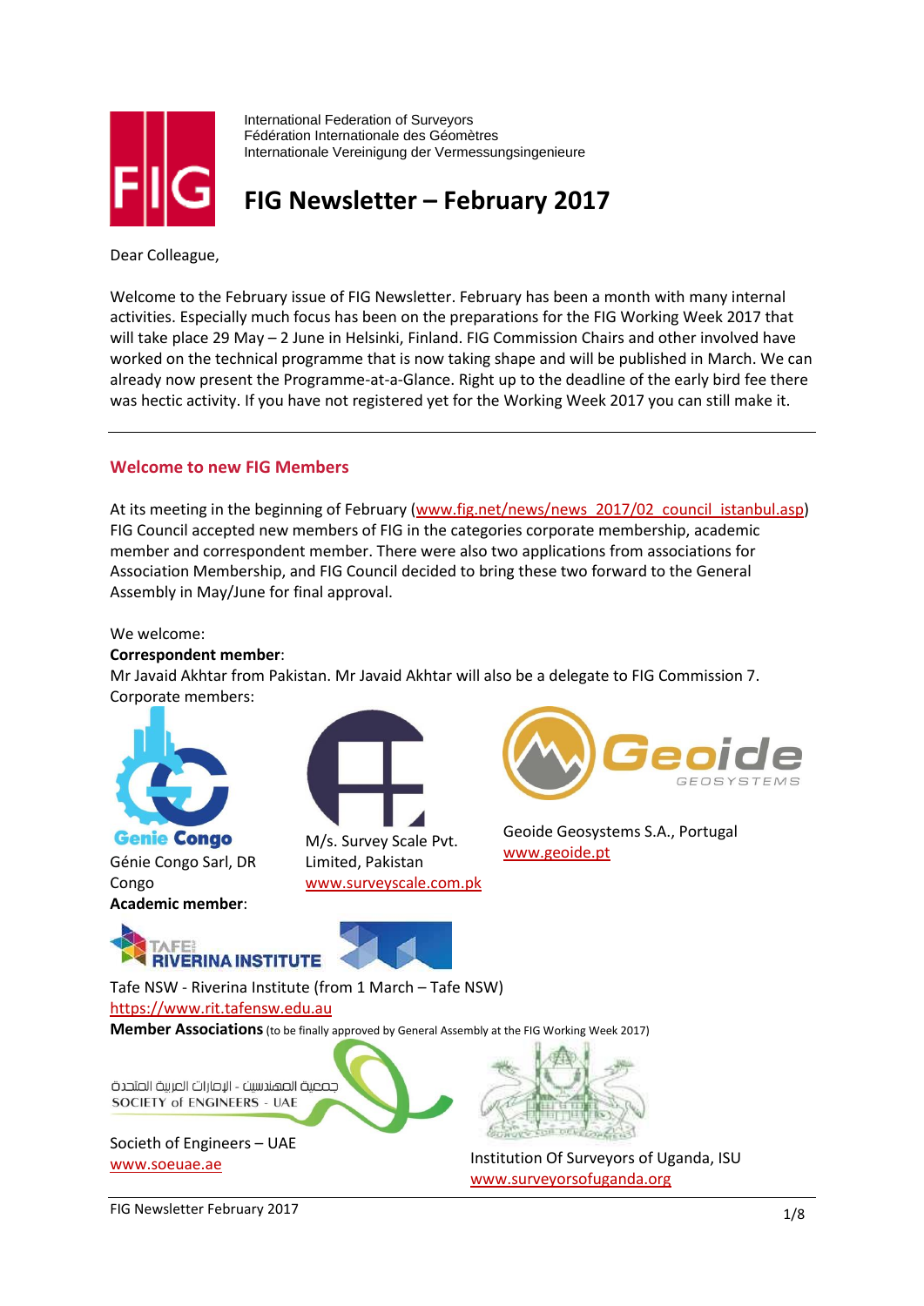International Federation of Surveyors
Fédération Internationale des Géomètres
Internationale Vereinigung der Vermessungsingenieure

# FIG Newsletter – February 2017

Dear Colleague,

Welcome to the February issue of FIG Newsletter. February has been a month with many internal activities. Especially much focus has been on the preparations for the FIG Working Week 2017 that will take place 29 May – 2 June in Helsinki, Finland. FIG Commission Chairs and other involved have worked on the technical programme that is now taking shape and will be published in March. We can already now present the Programme-at-a-Glance. Right up to the deadline of the early bird fee there was hectic activity. If you have not registered yet for the Working Week 2017 you can still make it.

## Welcome to new FIG Members

At its meeting in the beginning of February (www.fig.net/news/news_2017/02_council_istanbul.asp) FIG Council accepted new members of FIG in the categories corporate membership, academic member and correspondent member. There were also two applications from associations for Association Membership, and FIG Council decided to bring these two forward to the General Assembly in May/June for final approval.

We welcome:

**Correspondent member**:

Mr Javaid Akhtar from Pakistan. Mr Javaid Akhtar will also be a delegate to FIG Commission 7.

Corporate members:

Génie Congo Sarl, DR Congo

M/s. Survey Scale Pvt. Limited, Pakistan
www.surveyscale.com.pk

Geoide Geosystems S.A., Portugal
www.geoide.pt

**Academic member**:

Tafe NSW - Riverina Institute (from 1 March – Tafe NSW)
https://www.rit.tafensw.edu.au

**Member Associations** (to be finally approved by General Assembly at the FIG Working Week 2017)

Societh of Engineers – UAE
www.soeuae.ae

Institution Of Surveyors of Uganda, ISU
www.surveyorsofuganda.org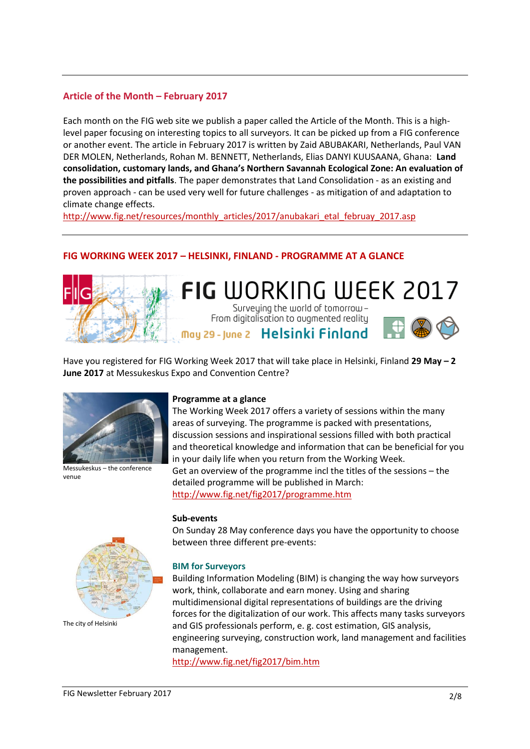## Article of the Month – February 2017

Each month on the FIG web site we publish a paper called the Article of the Month. This is a high-level paper focusing on interesting topics to all surveyors. It can be picked up from a FIG conference or another event. The article in February 2017 is written by Zaid ABUBAKARI, Netherlands, Paul VAN DER MOLEN, Netherlands, Rohan M. BENNETT, Netherlands, Elias DANYI KUUSAANA, Ghana: **Land consolidation, customary lands, and Ghana's Northern Savannah Ecological Zone: An evaluation of the possibilities and pitfalls**. The paper demonstrates that Land Consolidation - as an existing and proven approach - can be used very well for future challenges - as mitigation of and adaptation to climate change effects.
http://www.fig.net/resources/monthly_articles/2017/anubakari_etal_februay_2017.asp

## FIG WORKING WEEK 2017 – HELSINKI, FINLAND - PROGRAMME AT A GLANCE

FIG WORKING WEEK 2017
Surveying the world of tomorrow – From digitalisation to augmented reality
May 29 - June 2 Helsinki Finland

Have you registered for FIG Working Week 2017 that will take place in Helsinki, Finland **29 May – 2 June 2017** at Messukeskus Expo and Convention Centre?

Messukeskus – the conference venue

**Programme at a glance**
The Working Week 2017 offers a variety of sessions within the many areas of surveying. The programme is packed with presentations, discussion sessions and inspirational sessions filled with both practical and theoretical knowledge and information that can be beneficial for you in your daily life when you return from the Working Week.
Get an overview of the programme incl the titles of the sessions – the detailed programme will be published in March:
http://www.fig.net/fig2017/programme.htm

**Sub-events**
On Sunday 28 May conference days you have the opportunity to choose between three different pre-events:

The city of Helsinki

### BIM for Surveyors

Building Information Modeling (BIM) is changing the way how surveyors work, think, collaborate and earn money. Using and sharing multidimensional digital representations of buildings are the driving forces for the digitalization of our work. This affects many tasks surveyors and GIS professionals perform, e. g. cost estimation, GIS analysis, engineering surveying, construction work, land management and facilities management.
http://www.fig.net/fig2017/bim.htm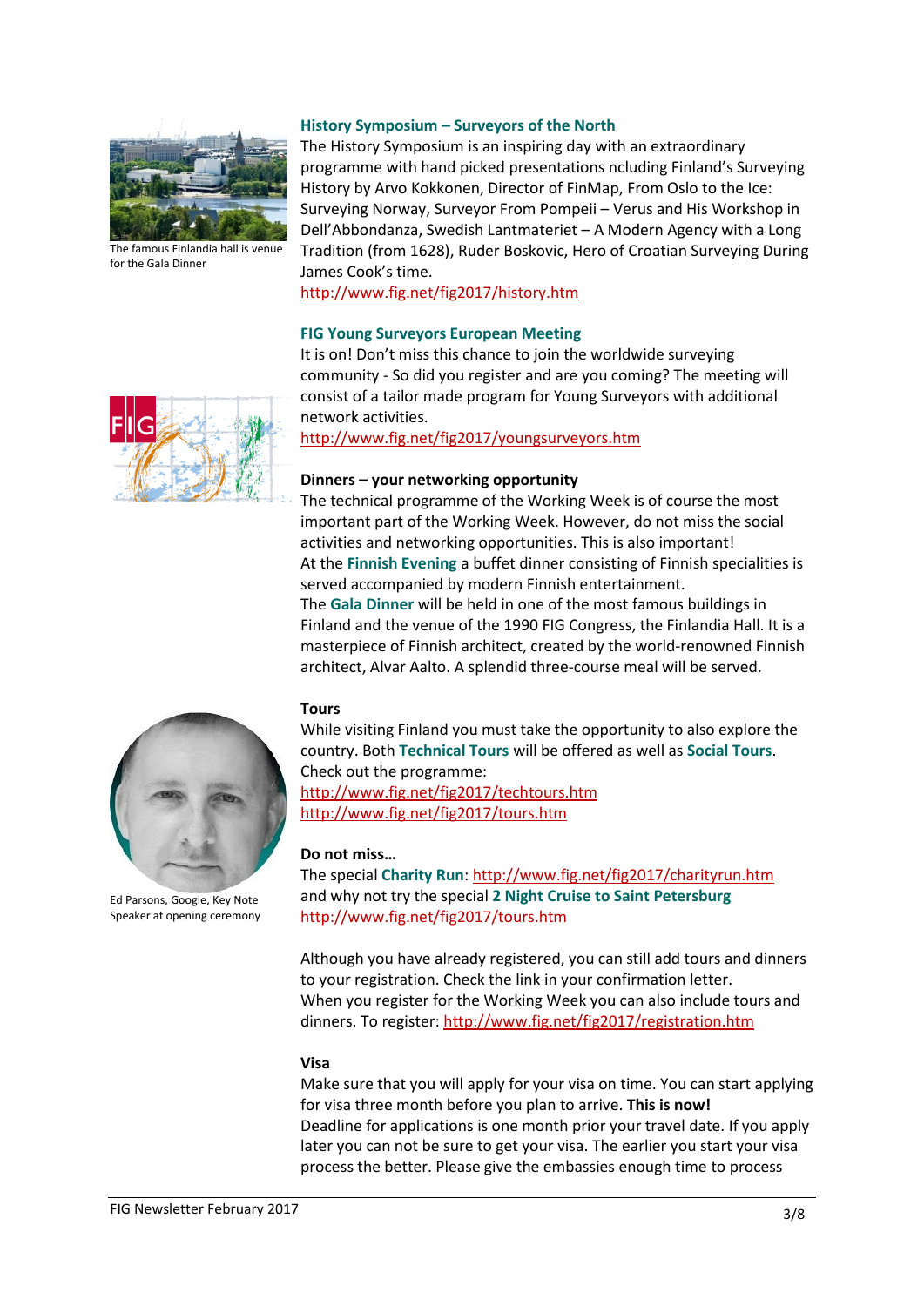The famous Finlandia hall is venue for the Gala Dinner

### History Symposium – Surveyors of the North

The History Symposium is an inspiring day with an extraordinary programme with hand picked presentations ncluding Finland's Surveying History by Arvo Kokkonen, Director of FinMap, From Oslo to the Ice: Surveying Norway, Surveyor From Pompeii – Verus and His Workshop in Dell'Abbondanza, Swedish Lantmateriet – A Modern Agency with a Long Tradition (from 1628), Ruder Boskovic, Hero of Croatian Surveying During James Cook's time.
http://www.fig.net/fig2017/history.htm

### FIG Young Surveyors European Meeting

It is on! Don't miss this chance to join the worldwide surveying community - So did you register and are you coming? The meeting will consist of a tailor made program for Young Surveyors with additional network activities.
http://www.fig.net/fig2017/youngsurveyors.htm

### Dinners – your networking opportunity

The technical programme of the Working Week is of course the most important part of the Working Week. However, do not miss the social activities and networking opportunities. This is also important!
At the **Finnish Evening** a buffet dinner consisting of Finnish specialities is served accompanied by modern Finnish entertainment.
The **Gala Dinner** will be held in one of the most famous buildings in Finland and the venue of the 1990 FIG Congress, the Finlandia Hall. It is a masterpiece of Finnish architect, created by the world-renowned Finnish architect, Alvar Aalto. A splendid three-course meal will be served.

### Tours

While visiting Finland you must take the opportunity to also explore the country. Both **Technical Tours** will be offered as well as **Social Tours**. Check out the programme:
http://www.fig.net/fig2017/techtours.htm
http://www.fig.net/fig2017/tours.htm

Ed Parsons, Google, Key Note Speaker at opening ceremony

### Do not miss…

The special **Charity Run**: http://www.fig.net/fig2017/charityrun.htm
and why not try the special **2 Night Cruise to Saint Petersburg**
http://www.fig.net/fig2017/tours.htm

Although you have already registered, you can still add tours and dinners to your registration. Check the link in your confirmation letter.
When you register for the Working Week you can also include tours and dinners. To register: http://www.fig.net/fig2017/registration.htm

### Visa

Make sure that you will apply for your visa on time. You can start applying for visa three month before you plan to arrive. **This is now!**
Deadline for applications is one month prior your travel date. If you apply later you can not be sure to get your visa. The earlier you start your visa process the better. Please give the embassies enough time to process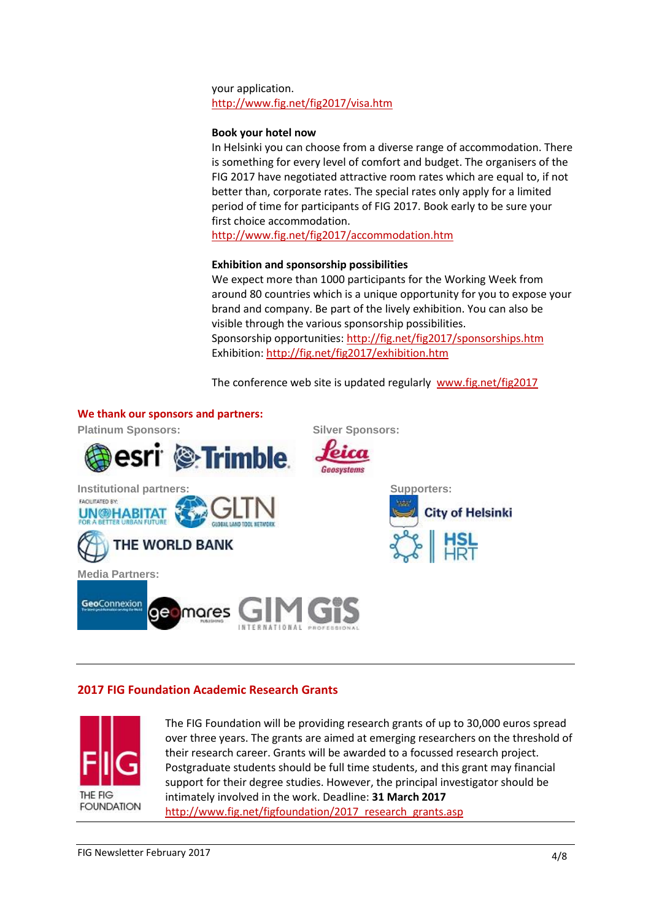your application.
http://www.fig.net/fig2017/visa.htm

**Book your hotel now**

In Helsinki you can choose from a diverse range of accommodation. There is something for every level of comfort and budget. The organisers of the FIG 2017 have negotiated attractive room rates which are equal to, if not better than, corporate rates. The special rates only apply for a limited period of time for participants of FIG 2017. Book early to be sure your first choice accommodation.
http://www.fig.net/fig2017/accommodation.htm

**Exhibition and sponsorship possibilities**

We expect more than 1000 participants for the Working Week from around 80 countries which is a unique opportunity for you to expose your brand and company. Be part of the lively exhibition. You can also be visible through the various sponsorship possibilities.
Sponsorship opportunities: http://fig.net/fig2017/sponsorships.htm
Exhibition: http://fig.net/fig2017/exhibition.htm

The conference web site is updated regularly www.fig.net/fig2017

**We thank our sponsors and partners:**

**Platinum Sponsors:** esri, Trimble

**Silver Sponsors:** Leica Geosystems

**Institutional partners:** UN-HABITAT, GLTN, The World Bank

**Supporters:** City of Helsinki, HSL HRT

**Media Partners:** GeoConnexion, geomares publishing, GIM International, GIS Professional

---

## 2017 FIG Foundation Academic Research Grants

The FIG Foundation will be providing research grants of up to 30,000 euros spread over three years. The grants are aimed at emerging researchers on the threshold of their research career. Grants will be awarded to a focussed research project. Postgraduate students should be full time students, and this grant may financial support for their degree studies. However, the principal investigator should be intimately involved in the work. Deadline: **31 March 2017**
http://www.fig.net/figfoundation/2017_research_grants.asp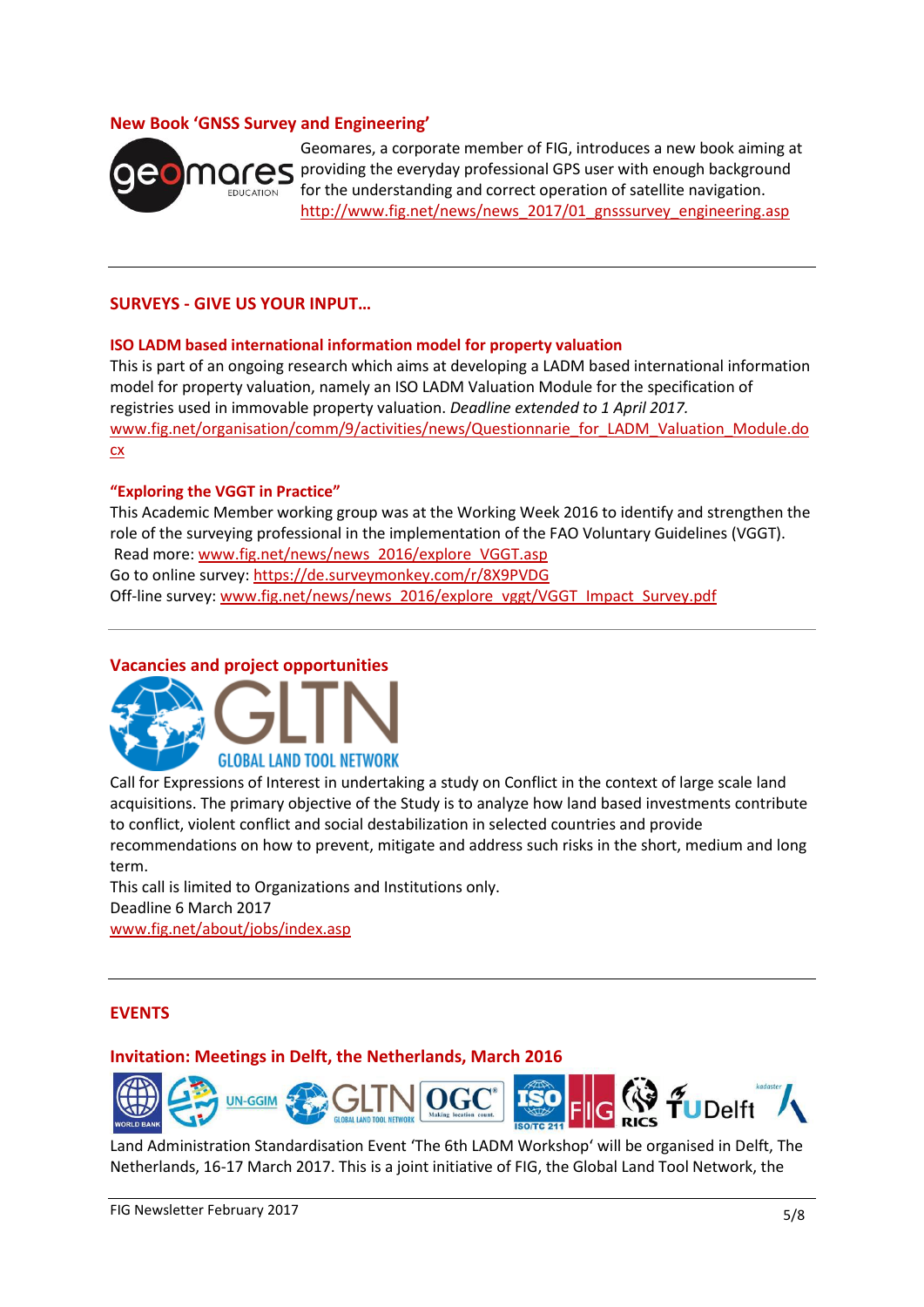### New Book 'GNSS Survey and Engineering'

Geomares, a corporate member of FIG, introduces a new book aiming at providing the everyday professional GPS user with enough background for the understanding and correct operation of satellite navigation.
http://www.fig.net/news/news_2017/01_gnsssurvey_engineering.asp

---

## SURVEYS - GIVE US YOUR INPUT…

### ISO LADM based international information model for property valuation

This is part of an ongoing research which aims at developing a LADM based international information model for property valuation, namely an ISO LADM Valuation Module for the specification of registries used in immovable property valuation. *Deadline extended to 1 April 2017.*
www.fig.net/organisation/comm/9/activities/news/Questionnarie_for_LADM_Valuation_Module.docx

### "Exploring the VGGT in Practice"

This Academic Member working group was at the Working Week 2016 to identify and strengthen the role of the surveying professional in the implementation of the FAO Voluntary Guidelines (VGGT).
Read more: www.fig.net/news/news_2016/explore_VGGT.asp
Go to online survey: https://de.surveymonkey.com/r/8X9PVDG
Off-line survey: www.fig.net/news/news_2016/explore_vggt/VGGT_Impact_Survey.pdf

---

### Vacancies and project opportunities

Call for Expressions of Interest in undertaking a study on Conflict in the context of large scale land acquisitions. The primary objective of the Study is to analyze how land based investments contribute to conflict, violent conflict and social destabilization in selected countries and provide recommendations on how to prevent, mitigate and address such risks in the short, medium and long term.
This call is limited to Organizations and Institutions only.
Deadline 6 March 2017
www.fig.net/about/jobs/index.asp

---

## EVENTS

### Invitation: Meetings in Delft, the Netherlands, March 2016

Land Administration Standardisation Event 'The 6th LADM Workshop' will be organised in Delft, The Netherlands, 16-17 March 2017. This is a joint initiative of FIG, the Global Land Tool Network, the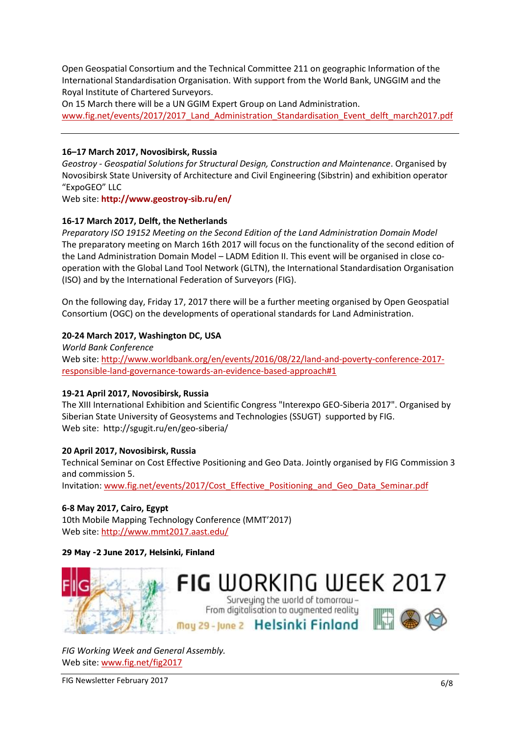Open Geospatial Consortium and the Technical Committee 211 on geographic Information of the International Standardisation Organisation. With support from the World Bank, UNGGIM and the Royal Institute of Chartered Surveyors.
On 15 March there will be a UN GGIM Expert Group on Land Administration.
www.fig.net/events/2017/2017_Land_Administration_Standardisation_Event_delft_march2017.pdf

---

**16–17 March 2017, Novosibirsk, Russia**
*Geostroy - Geospatial Solutions for Structural Design, Construction and Maintenance*. Organised by Novosibirsk State University of Architecture and Civil Engineering (Sibstrin) and exhibition operator "ExpoGEO" LLC
Web site: **http://www.geostroy-sib.ru/en/**

**16-17 March 2017, Delft, the Netherlands**
*Preparatory ISO 19152 Meeting on the Second Edition of the Land Administration Domain Model*
The preparatory meeting on March 16th 2017 will focus on the functionality of the second edition of the Land Administration Domain Model – LADM Edition II. This event will be organised in close co-operation with the Global Land Tool Network (GLTN), the International Standardisation Organisation (ISO) and by the International Federation of Surveyors (FIG).

On the following day, Friday 17, 2017 there will be a further meeting organised by Open Geospatial Consortium (OGC) on the developments of operational standards for Land Administration.

**20-24 March 2017, Washington DC, USA**
*World Bank Conference*
Web site: http://www.worldbank.org/en/events/2016/08/22/land-and-poverty-conference-2017-responsible-land-governance-towards-an-evidence-based-approach#1

**19-21 April 2017, Novosibirsk, Russia**
The XIII International Exhibition and Scientific Congress "Interexpo GEO-Siberia 2017". Organised by Siberian State University of Geosystems and Technologies (SSUGT) supported by FIG.
Web site: http://sgugit.ru/en/geo-siberia/

**20 April 2017, Novosibirsk, Russia**
Technical Seminar on Cost Effective Positioning and Geo Data. Jointly organised by FIG Commission 3 and commission 5.
Invitation: www.fig.net/events/2017/Cost_Effective_Positioning_and_Geo_Data_Seminar.pdf

**6-8 May 2017, Cairo, Egypt**
10th Mobile Mapping Technology Conference (MMT'2017)
Web site: http://www.mmt2017.aast.edu/

**29 May -2 June 2017, Helsinki, Finland**

FIG WORKING WEEK 2017
Surveying the world of tomorrow – From digitalisation to augmented reality
May 29 - June 2 Helsinki Finland

*FIG Working Week and General Assembly.*
Web site: www.fig.net/fig2017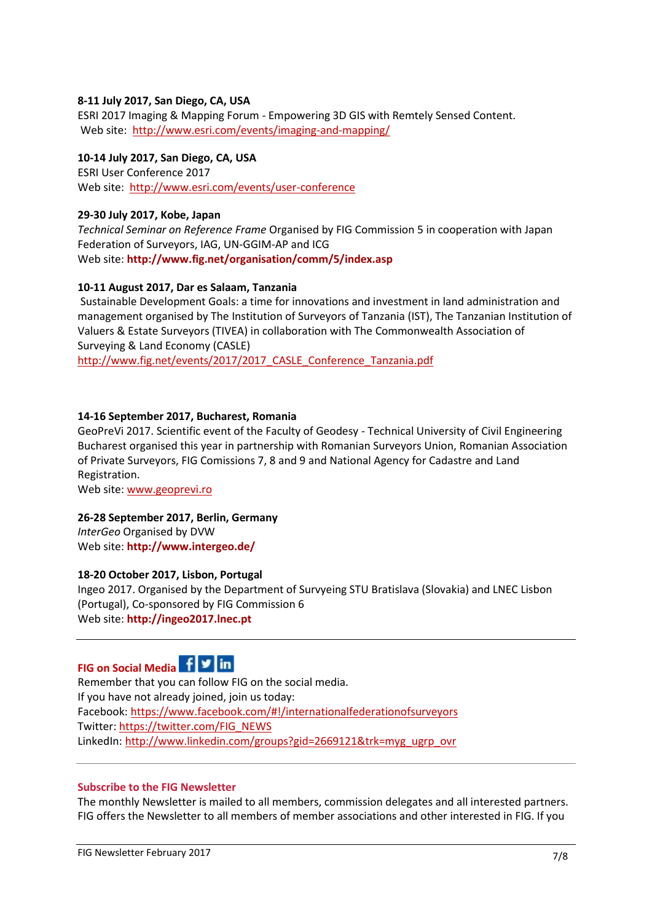**8-11 July 2017, San Diego, CA, USA**
ESRI 2017 Imaging & Mapping Forum - Empowering 3D GIS with Remtely Sensed Content.
Web site: http://www.esri.com/events/imaging-and-mapping/

**10-14 July 2017, San Diego, CA, USA**
ESRI User Conference 2017
Web site: http://www.esri.com/events/user-conference

**29-30 July 2017, Kobe, Japan**
*Technical Seminar on Reference Frame* Organised by FIG Commission 5 in cooperation with Japan Federation of Surveyors, IAG, UN-GGIM-AP and ICG
Web site: **http://www.fig.net/organisation/comm/5/index.asp**

**10-11 August 2017, Dar es Salaam, Tanzania**
Sustainable Development Goals: a time for innovations and investment in land administration and management organised by The Institution of Surveyors of Tanzania (IST), The Tanzanian Institution of Valuers & Estate Surveyors (TIVEA) in collaboration with The Commonwealth Association of Surveying & Land Economy (CASLE)
http://www.fig.net/events/2017/2017_CASLE_Conference_Tanzania.pdf

**14-16 September 2017, Bucharest, Romania**
GeoPreVi 2017. Scientific event of the Faculty of Geodesy - Technical University of Civil Engineering Bucharest organised this year in partnership with Romanian Surveyors Union, Romanian Association of Private Surveyors, FIG Comissions 7, 8 and 9 and National Agency for Cadastre and Land Registration.
Web site: www.geoprevi.ro

**26-28 September 2017, Berlin, Germany**
*InterGeo* Organised by DVW
Web site: **http://www.intergeo.de/**

**18-20 October 2017, Lisbon, Portugal**
Ingeo 2017. Organised by the Department of Survyeing STU Bratislava (Slovakia) and LNEC Lisbon (Portugal), Co-sponsored by FIG Commission 6
Web site: **http://ingeo2017.lnec.pt**

---

## FIG on Social Media

Remember that you can follow FIG on the social media.
If you have not already joined, join us today:
Facebook: https://www.facebook.com/#!/internationalfederationofsurveyors
Twitter: https://twitter.com/FIG_NEWS
LinkedIn: http://www.linkedin.com/groups?gid=2669121&trk=myg_ugrp_ovr

---

## Subscribe to the FIG Newsletter

The monthly Newsletter is mailed to all members, commission delegates and all interested partners. FIG offers the Newsletter to all members of member associations and other interested in FIG. If you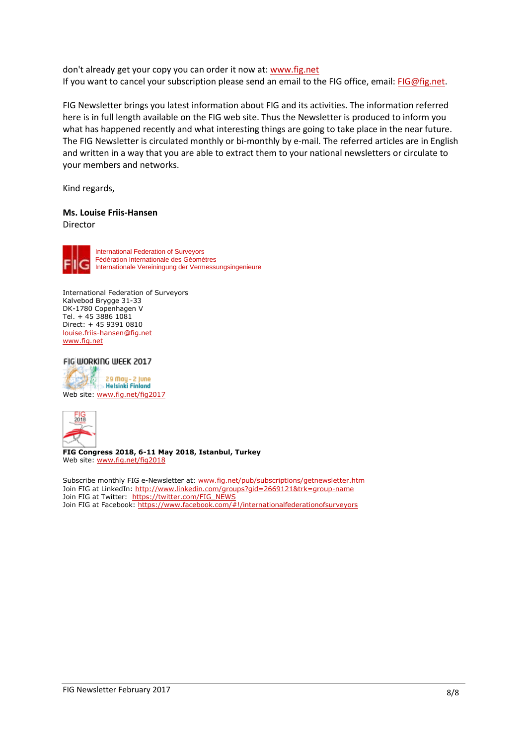don't already get your copy you can order it now at: www.fig.net
If you want to cancel your subscription please send an email to the FIG office, email: FIG@fig.net.

FIG Newsletter brings you latest information about FIG and its activities. The information referred here is in full length available on the FIG web site. Thus the Newsletter is produced to inform you what has happened recently and what interesting things are going to take place in the near future. The FIG Newsletter is circulated monthly or bi-monthly by e-mail. The referred articles are in English and written in a way that you are able to extract them to your national newsletters or circulate to your members and networks.

Kind regards,

**Ms. Louise Friis-Hansen**
Director

International Federation of Surveyors
Fédération Internationale des Géomètres
Internationale Vereiningung der Vermessungsingenieure

International Federation of Surveyors
Kalvebod Brygge 31-33
DK-1780 Copenhagen V
Tel. + 45 3886 1081
Direct: + 45 9391 0810
louise.friis-hansen@fig.net
www.fig.net

FIG WORKING WEEK 2017
29 May - 2 June
Helsinki Finland
Web site: www.fig.net/fig2017

**FIG Congress 2018, 6-11 May 2018, Istanbul, Turkey**
Web site: www.fig.net/fig2018

Subscribe monthly FIG e-Newsletter at: www.fig.net/pub/subscriptions/getnewsletter.htm
Join FIG at LinkedIn: http://www.linkedin.com/groups?gid=2669121&trk=group-name
Join FIG at Twitter: https://twitter.com/FIG_NEWS
Join FIG at Facebook: https://www.facebook.com/#!/internationalfederationofsurveyors